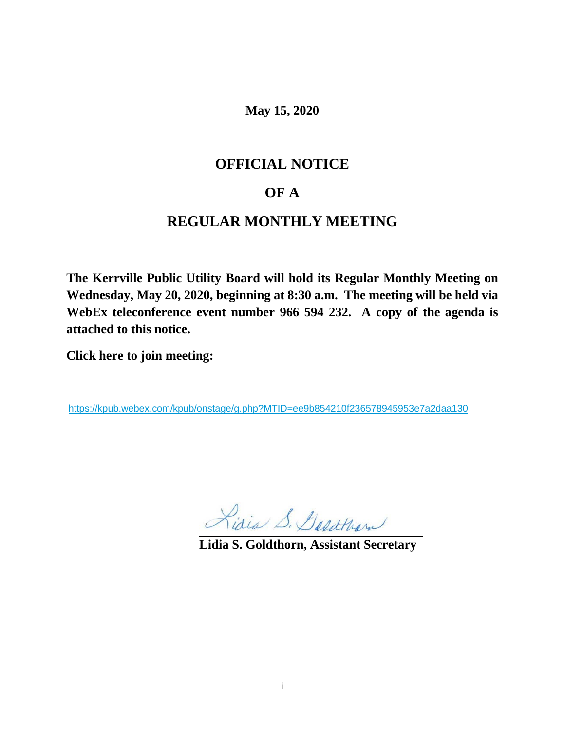**May 15, 2020**

# OFFICIAL NOTICE

# OF A

# REGULAR MONTHLY MEETING

**The Kerrville Public Utility Board will hold its Regular Monthly Meeting on Wednesday, May 20, 2020, beginning at 8:30 a.m. The meeting will be held via WebEx teleconference event number 966 594 232. A copy of the agenda is attached to this notice.**

**Click here to join meeting:**

https://kpub.webex.com/kpub/onstage/g.php?MTID=ee9b854210f236578945953e7a2daa130

Lidia S. Goldthorn

**Lidia S. Goldthorn, Assistant Secretary**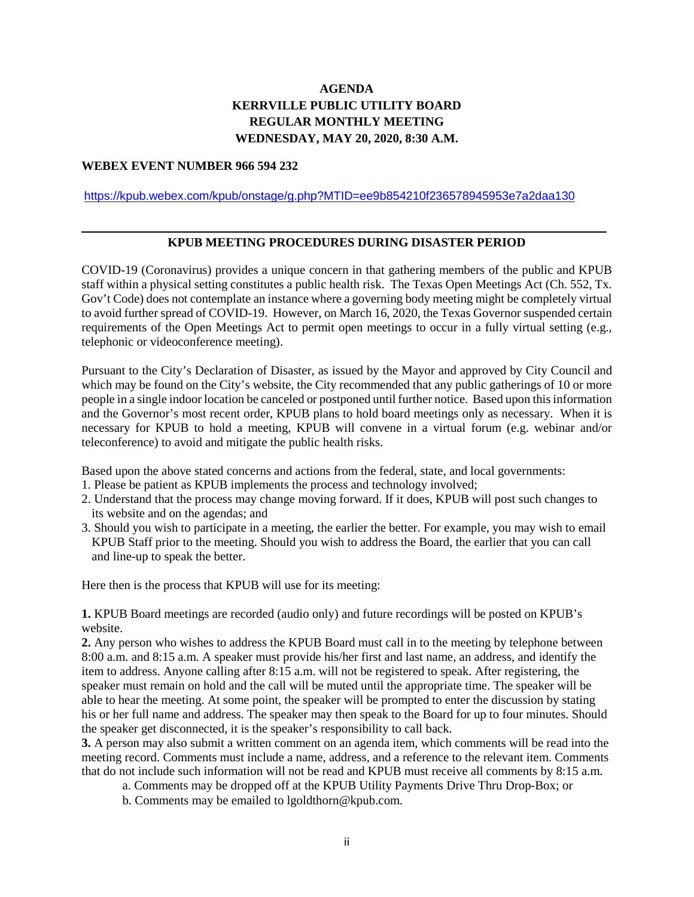**AGENDA**
**KERRVILLE PUBLIC UTILITY BOARD**
**REGULAR MONTHLY MEETING**
**WEDNESDAY, MAY 20, 2020, 8:30 A.M.**

**WEBEX EVENT NUMBER 966 594 232**

https://kpub.webex.com/kpub/onstage/g.php?MTID=ee9b854210f236578945953e7a2daa130

---

## KPUB MEETING PROCEDURES DURING DISASTER PERIOD

COVID-19 (Coronavirus) provides a unique concern in that gathering members of the public and KPUB staff within a physical setting constitutes a public health risk. The Texas Open Meetings Act (Ch. 552, Tx. Gov't Code) does not contemplate an instance where a governing body meeting might be completely virtual to avoid further spread of COVID-19. However, on March 16, 2020, the Texas Governor suspended certain requirements of the Open Meetings Act to permit open meetings to occur in a fully virtual setting (e.g., telephonic or videoconference meeting).

Pursuant to the City's Declaration of Disaster, as issued by the Mayor and approved by City Council and which may be found on the City's website, the City recommended that any public gatherings of 10 or more people in a single indoor location be canceled or postponed until further notice. Based upon this information and the Governor's most recent order, KPUB plans to hold board meetings only as necessary. When it is necessary for KPUB to hold a meeting, KPUB will convene in a virtual forum (e.g. webinar and/or teleconference) to avoid and mitigate the public health risks.

Based upon the above stated concerns and actions from the federal, state, and local governments:

1. Please be patient as KPUB implements the process and technology involved;
2. Understand that the process may change moving forward. If it does, KPUB will post such changes to its website and on the agendas; and
3. Should you wish to participate in a meeting, the earlier the better. For example, you may wish to email KPUB Staff prior to the meeting. Should you wish to address the Board, the earlier that you can call and line-up to speak the better.

Here then is the process that KPUB will use for its meeting:

**1.** KPUB Board meetings are recorded (audio only) and future recordings will be posted on KPUB's website.

**2.** Any person who wishes to address the KPUB Board must call in to the meeting by telephone between 8:00 a.m. and 8:15 a.m. A speaker must provide his/her first and last name, an address, and identify the item to address. Anyone calling after 8:15 a.m. will not be registered to speak. After registering, the speaker must remain on hold and the call will be muted until the appropriate time. The speaker will be able to hear the meeting. At some point, the speaker will be prompted to enter the discussion by stating his or her full name and address. The speaker may then speak to the Board for up to four minutes. Should the speaker get disconnected, it is the speaker's responsibility to call back.

**3.** A person may also submit a written comment on an agenda item, which comments will be read into the meeting record. Comments must include a name, address, and a reference to the relevant item. Comments that do not include such information will not be read and KPUB must receive all comments by 8:15 a.m.

a. Comments may be dropped off at the KPUB Utility Payments Drive Thru Drop-Box; or

b. Comments may be emailed to lgoldthorn@kpub.com.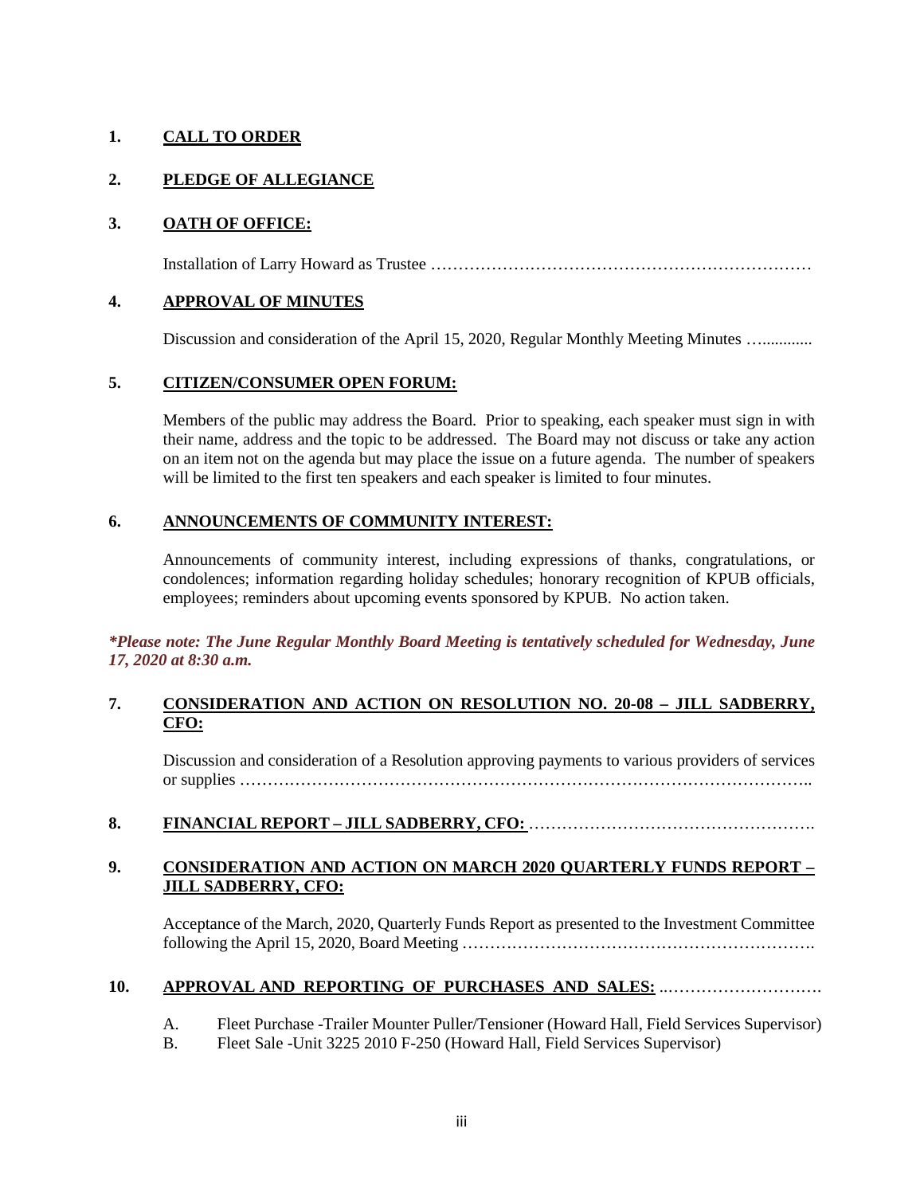1. **CALL TO ORDER**

2. **PLEDGE OF ALLEGIANCE**

3. **OATH OF OFFICE:**

   Installation of Larry Howard as Trustee ……………………………………………………………

4. **APPROVAL OF MINUTES**

   Discussion and consideration of the April 15, 2020, Regular Monthly Meeting Minutes …............

5. **CITIZEN/CONSUMER OPEN FORUM:**

   Members of the public may address the Board. Prior to speaking, each speaker must sign in with their name, address and the topic to be addressed. The Board may not discuss or take any action on an item not on the agenda but may place the issue on a future agenda. The number of speakers will be limited to the first ten speakers and each speaker is limited to four minutes.

6. **ANNOUNCEMENTS OF COMMUNITY INTEREST:**

   Announcements of community interest, including expressions of thanks, congratulations, or condolences; information regarding holiday schedules; honorary recognition of KPUB officials, employees; reminders about upcoming events sponsored by KPUB. No action taken.

***Please note: The June Regular Monthly Board Meeting is tentatively scheduled for Wednesday, June 17, 2020 at 8:30 a.m.***

7. **CONSIDERATION AND ACTION ON RESOLUTION NO. 20-08 – JILL SADBERRY, CFO:**

   Discussion and consideration of a Resolution approving payments to various providers of services or supplies ………………………………………………………………………………………..

8. **FINANCIAL REPORT – JILL SADBERRY, CFO:** …………………………………………….

9. **CONSIDERATION AND ACTION ON MARCH 2020 QUARTERLY FUNDS REPORT – JILL SADBERRY, CFO:**

   Acceptance of the March, 2020, Quarterly Funds Report as presented to the Investment Committee following the April 15, 2020, Board Meeting ……………………………………………………….

10. **APPROVAL AND REPORTING OF PURCHASES AND SALES:** ..……………………….

    A. Fleet Purchase -Trailer Mounter Puller/Tensioner (Howard Hall, Field Services Supervisor)
    B. Fleet Sale -Unit 3225 2010 F-250 (Howard Hall, Field Services Supervisor)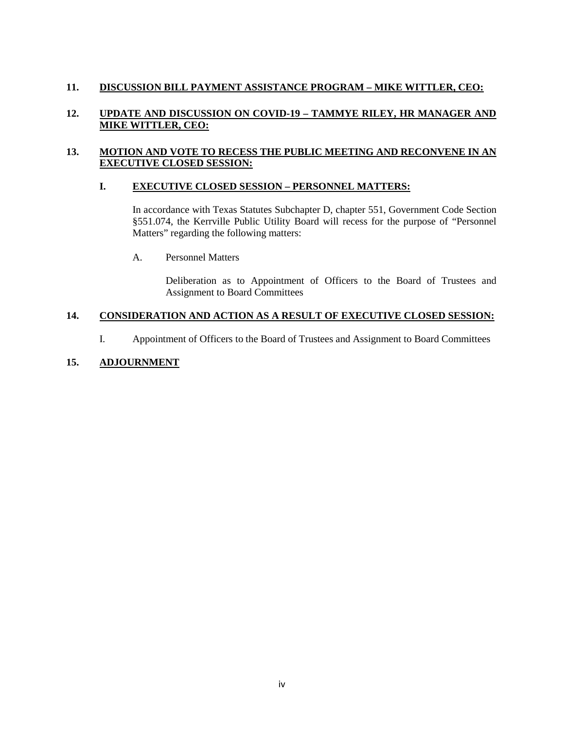**11. <u>DISCUSSION BILL PAYMENT ASSISTANCE PROGRAM – MIKE WITTLER, CEO:</u>**

**12. <u>UPDATE AND DISCUSSION ON COVID-19 – TAMMYE RILEY, HR MANAGER AND MIKE WITTLER, CEO:</u>**

**13. <u>MOTION AND VOTE TO RECESS THE PUBLIC MEETING AND RECONVENE IN AN EXECUTIVE CLOSED SESSION:</u>**

**I. <u>EXECUTIVE CLOSED SESSION – PERSONNEL MATTERS:</u>**

In accordance with Texas Statutes Subchapter D, chapter 551, Government Code Section §551.074, the Kerrville Public Utility Board will recess for the purpose of "Personnel Matters" regarding the following matters:

A. Personnel Matters

Deliberation as to Appointment of Officers to the Board of Trustees and Assignment to Board Committees

**14. <u>CONSIDERATION AND ACTION AS A RESULT OF EXECUTIVE CLOSED SESSION:</u>**

I. Appointment of Officers to the Board of Trustees and Assignment to Board Committees

**15. <u>ADJOURNMENT</u>**